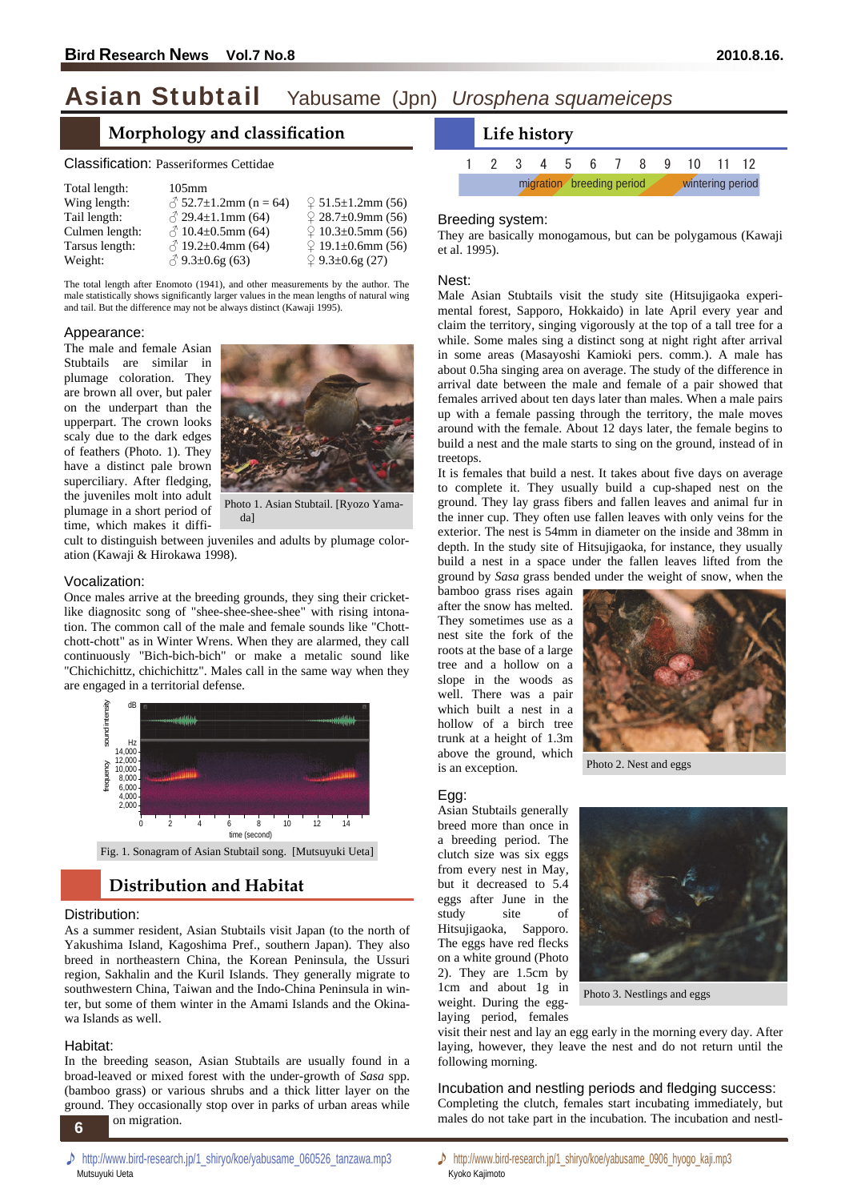# Asian Stubtail Yabusame (Jpn) *Urosphena squameiceps*

## Morphology and classification

Classification: Passeriformes Cettidae

| | | |
|---|---|---|
| Total length: | 105mm | |
| Wing length: | ♂ 52.7±1.2mm (n = 64) | ♀ 51.5±1.2mm (56) |
| Tail length: | ♂ 29.4±1.1mm (64) | ♀ 28.7±0.9mm (56) |
| Culmen length: | ♂ 10.4±0.5mm (64) | ♀ 10.3±0.5mm (56) |
| Tarsus length: | ♂ 19.2±0.4mm (64) | ♀ 19.1±0.6mm (56) |
| Weight: | ♂ 9.3±0.6g (63) | ♀ 9.3±0.6g (27) |

The total length after Enomoto (1941), and other measurements by the author. The male statistically shows significantly larger values in the mean lengths of natural wing and tail. But the difference may not be always distinct (Kawaji 1995).

### Appearance:

The male and female Asian Stubtails are similar in plumage coloration. They are brown all over, but paler on the underpart than the upperpart. The crown looks scaly due to the dark edges of feathers (Photo. 1). They have a distinct pale brown superciliary. After fledging, the juveniles molt into adult plumage in a short period of time, which makes it difficult to distinguish between juveniles and adults by plumage coloration (Kawaji & Hirokawa 1998).

Photo 1. Asian Stubtail. [Ryozo Yamada]

### Vocalization:

Once males arrive at the breeding grounds, they sing their cricket-like diagnositc song of "shee-shee-shee-shee" with rising intonation. The common call of the male and female sounds like "Chott-chott-chott" as in Winter Wrens. When they are alarmed, they call continuously "Bich-bich-bich" or make a metalic sound like "Chichichittz, chichichittz". Males call in the same way when they are engaged in a territorial defense.

Fig. 1. Sonagram of Asian Stubtail song. [Mutsuyuki Ueta]

## Distribution and Habitat

### Distribution:

As a summer resident, Asian Stubtails visit Japan (to the north of Yakushima Island, Kagoshima Pref., southern Japan). They also breed in northeastern China, the Korean Peninsula, the Ussuri region, Sakhalin and the Kuril Islands. They generally migrate to southwestern China, Taiwan and the Indo-China Peninsula in winter, but some of them winter in the Amami Islands and the Okinawa Islands as well.

### Habitat:

In the breeding season, Asian Stubtails are usually found in a broad-leaved or mixed forest with the under-growth of *Sasa* spp. (bamboo grass) or various shrubs and a thick litter layer on the ground. They occasionally stop over in parks of urban areas while on migration.

## Life history

| 1 | 2 | 3 | 4 | 5 | 6 | 7 | 8 | 9 | 10 | 11 | 12 |
|---|---|---|---|---|---|---|---|---|---|---|---|
| | | migration | | breeding period | | | | | wintering period | | |

### Breeding system:

They are basically monogamous, but can be polygamous (Kawaji et al. 1995).

### Nest:

Male Asian Stubtails visit the study site (Hitsujigaoka experimental forest, Sapporo, Hokkaido) in late April every year and claim the territory, singing vigorously at the top of a tall tree for a while. Some males sing a distinct song at night right after arrival in some areas (Masayoshi Kamioki pers. comm.). A male has about 0.5ha singing area on average. The study of the difference in arrival date between the male and female of a pair showed that females arrived about ten days later than males. When a male pairs up with a female passing through the territory, the male moves around with the female. About 12 days later, the female begins to build a nest and the male starts to sing on the ground, instead of in treetops.

It is females that build a nest. It takes about five days on average to complete it. They usually build a cup-shaped nest on the ground. They lay grass fibers and fallen leaves and animal fur in the inner cup. They often use fallen leaves with only veins for the exterior. The nest is 54mm in diameter on the inside and 38mm in depth. In the study site of Hitsujigaoka, for instance, they usually build a nest in a space under the fallen leaves lifted from the ground by *Sasa* grass bended under the weight of snow, when the bamboo grass rises again after the snow has melted. They sometimes use as a nest site the fork of the roots at the base of a large tree and a hollow on a slope in the woods as well. There was a pair which built a nest in a hollow of a birch tree trunk at a height of 1.3m above the ground, which is an exception.

Photo 2. Nest and eggs

### Egg:

Asian Stubtails generally breed more than once in a breeding period. The clutch size was six eggs from every nest in May, but it decreased to 5.4 eggs after June in the study site of Hitsujigaoka, Sapporo. The eggs have red flecks on a white ground (Photo 2). They are 1.5cm by 1cm and about 1g in weight. During the egg-laying period, females visit their nest and lay an egg early in the morning every day. After laying, however, they leave the nest and do not return until the following morning.

Photo 3. Nestlings and eggs

### Incubation and nestling periods and fledging success:

Completing the clutch, females start incubating immediately, but males do not take part in the incubation. The incubation and nestl-

♪ http://www.bird-research.jp/1_shiryo/koe/yabusame_060526_tanzawa.mp3 Mutsuyuki Ueta

♪ http://www.bird-research.jp/1_shiryo/koe/yabusame_0906_hyogo_kaji.mp3 Kyoko Kajimoto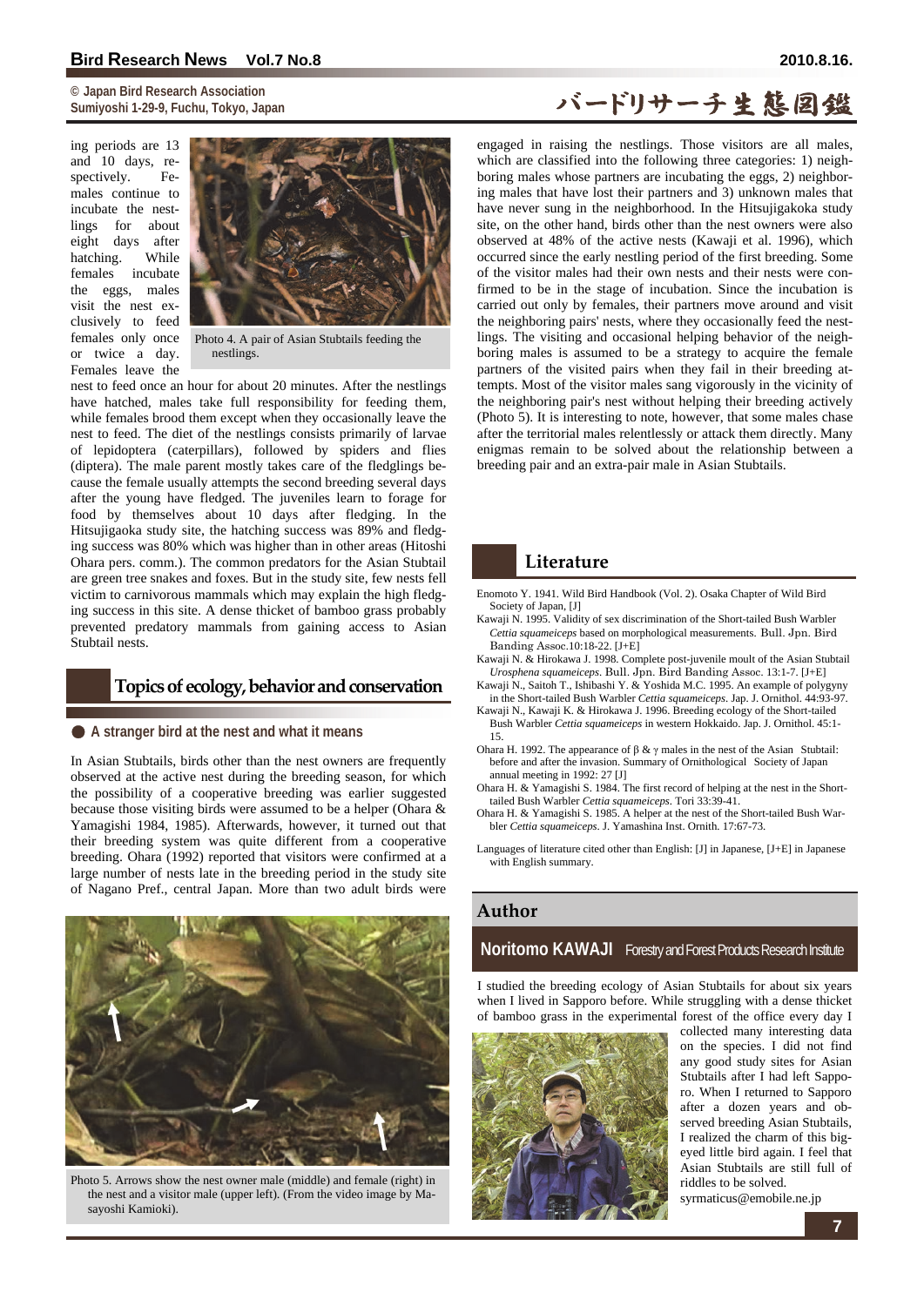ing periods are 13 and 10 days, respectively. Females continue to incubate the nestlings for about eight days after hatching. While females incubate the eggs, males visit the nest exclusively to feed females only once or twice a day. Females leave the nest to feed once an hour for about 20 minutes. After the nestlings have hatched, males take full responsibility for feeding them, while females brood them except when they occasionally leave the nest to feed. The diet of the nestlings consists primarily of larvae of lepidoptera (caterpillars), followed by spiders and flies (diptera). The male parent mostly takes care of the fledglings because the female usually attempts the second breeding several days after the young have fledged. The juveniles learn to forage for food by themselves about 10 days after fledging. In the Hitsujigaoka study site, the hatching success was 89% and fledging success was 80% which was higher than in other areas (Hitoshi Ohara pers. comm.). The common predators for the Asian Stubtail are green tree snakes and foxes. But in the study site, few nests fell victim to carnivorous mammals which may explain the high fledging success in this site. A dense thicket of bamboo grass probably prevented predatory mammals from gaining access to Asian Stubtail nests.

Photo 4. A pair of Asian Stubtails feeding the nestlings.

## Topics of ecology, behavior and conservation

### A stranger bird at the nest and what it means

In Asian Stubtails, birds other than the nest owners are frequently observed at the active nest during the breeding season, for which the possibility of a cooperative breeding was earlier suggested because those visiting birds were assumed to be a helper (Ohara & Yamagishi 1984, 1985). Afterwards, however, it turned out that their breeding system was quite different from a cooperative breeding. Ohara (1992) reported that visitors were confirmed at a large number of nests late in the breeding period in the study site of Nagano Pref., central Japan. More than two adult birds were engaged in raising the nestlings. Those visitors are all males, which are classified into the following three categories: 1) neighboring males whose partners are incubating the eggs, 2) neighboring males that have lost their partners and 3) unknown males that have never sung in the neighborhood. In the Hitsujigakoka study site, on the other hand, birds other than the nest owners were also observed at 48% of the active nests (Kawaji et al. 1996), which occurred since the early nestling period of the first breeding. Some of the visitor males had their own nests and their nests were confirmed to be in the stage of incubation. Since the incubation is carried out only by females, their partners move around and visit the neighboring pairs' nests, where they occasionally feed the nestlings. The visiting and occasional helping behavior of the neighboring males is assumed to be a strategy to acquire the female partners of the visited pairs when they fail in their breeding attempts. Most of the visitor males sang vigorously in the vicinity of the neighboring pair's nest without helping their breeding actively (Photo 5). It is interesting to note, however, that some males chase after the territorial males relentlessly or attack them directly. Many enigmas remain to be solved about the relationship between a breeding pair and an extra-pair male in Asian Stubtails.

Photo 5. Arrows show the nest owner male (middle) and female (right) in the nest and a visitor male (upper left). (From the video image by Masayoshi Kamioki).

## Literature

Enomoto Y. 1941. Wild Bird Handbook (Vol. 2). Osaka Chapter of Wild Bird Society of Japan, [J]

Kawaji N. 1995. Validity of sex discrimination of the Short-tailed Bush Warbler *Cettia squameiceps* based on morphological measurements. Bull. Jpn. Bird Banding Assoc.10:18-22. [J+E]

Kawaji N. & Hirokawa J. 1998. Complete post-juvenile moult of the Asian Stubtail *Urosphena squameiceps*. Bull. Jpn. Bird Banding Assoc. 13:1-7. [J+E]

Kawaji N., Saitoh T., Ishibashi Y. & Yoshida M.C. 1995. An example of polygyny in the Short-tailed Bush Warbler *Cettia squameiceps*. Jap. J. Ornithol. 44:93-97.

Kawaji N., Kawaji K. & Hirokawa J. 1996. Breeding ecology of the Short-tailed Bush Warbler *Cettia squameiceps* in western Hokkaido. Jap. J. Ornithol. 45:1-15.

Ohara H. 1992. The appearance of β & γ males in the nest of the Asian Stubtail: before and after the invasion. Summary of Ornithological Society of Japan annual meeting in 1992: 27 [J]

Ohara H. & Yamagishi S. 1984. The first record of helping at the nest in the Short-tailed Bush Warbler *Cettia squameiceps*. Tori 33:39-41.

Ohara H. & Yamagishi S. 1985. A helper at the nest of the Short-tailed Bush Warbler *Cettia squameiceps*. J. Yamashina Inst. Ornith. 17:67-73.

Languages of literature cited other than English: [J] in Japanese, [J+E] in Japanese with English summary.

## Author

**Noritomo KAWAJI** Forestry and Forest Products Research Institute

I studied the breeding ecology of Asian Stubtails for about six years when I lived in Sapporo before. While struggling with a dense thicket of bamboo grass in the experimental forest of the office every day I collected many interesting data on the species. I did not find any good study sites for Asian Stubtails after I had left Sapporo. When I returned to Sapporo after a dozen years and observed breeding Asian Stubtails, I realized the charm of this big-eyed little bird again. I feel that Asian Stubtails are still full of riddles to be solved.

syrmaticus@emobile.ne.jp